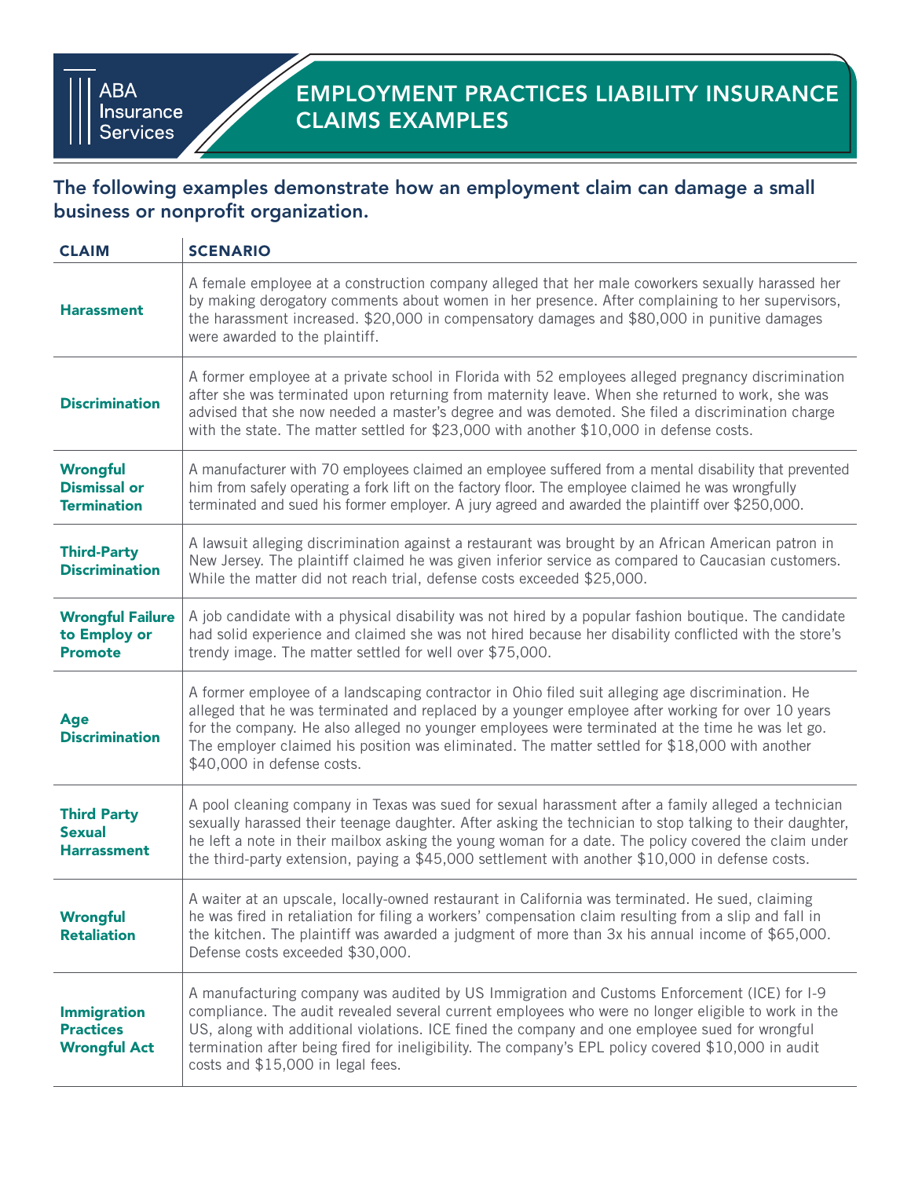ABA Insurance Services

# EMPLOYMENT PRACTICES LIABILITY INSURANCE CLAIMS EXAMPLES

## The following examples demonstrate how an employment claim can damage a small business or nonprofit organization.

| CLAIM | SCENARIO |
|---|---|
| **Harassment** | A female employee at a construction company alleged that her male coworkers sexually harassed her by making derogatory comments about women in her presence. After complaining to her supervisors, the harassment increased. $20,000 in compensatory damages and $80,000 in punitive damages were awarded to the plaintiff. |
| **Discrimination** | A former employee at a private school in Florida with 52 employees alleged pregnancy discrimination after she was terminated upon returning from maternity leave. When she returned to work, she was advised that she now needed a master's degree and was demoted. She filed a discrimination charge with the state. The matter settled for $23,000 with another $10,000 in defense costs. |
| **Wrongful Dismissal or Termination** | A manufacturer with 70 employees claimed an employee suffered from a mental disability that prevented him from safely operating a fork lift on the factory floor. The employee claimed he was wrongfully terminated and sued his former employer. A jury agreed and awarded the plaintiff over $250,000. |
| **Third-Party Discrimination** | A lawsuit alleging discrimination against a restaurant was brought by an African American patron in New Jersey. The plaintiff claimed he was given inferior service as compared to Caucasian customers. While the matter did not reach trial, defense costs exceeded $25,000. |
| **Wrongful Failure to Employ or Promote** | A job candidate with a physical disability was not hired by a popular fashion boutique. The candidate had solid experience and claimed she was not hired because her disability conflicted with the store's trendy image. The matter settled for well over $75,000. |
| **Age Discrimination** | A former employee of a landscaping contractor in Ohio filed suit alleging age discrimination. He alleged that he was terminated and replaced by a younger employee after working for over 10 years for the company. He also alleged no younger employees were terminated at the time he was let go. The employer claimed his position was eliminated. The matter settled for $18,000 with another $40,000 in defense costs. |
| **Third Party Sexual Harrassment** | A pool cleaning company in Texas was sued for sexual harassment after a family alleged a technician sexually harassed their teenage daughter. After asking the technician to stop talking to their daughter, he left a note in their mailbox asking the young woman for a date. The policy covered the claim under the third-party extension, paying a $45,000 settlement with another $10,000 in defense costs. |
| **Wrongful Retaliation** | A waiter at an upscale, locally-owned restaurant in California was terminated. He sued, claiming he was fired in retaliation for filing a workers' compensation claim resulting from a slip and fall in the kitchen. The plaintiff was awarded a judgment of more than 3x his annual income of $65,000. Defense costs exceeded $30,000. |
| **Immigration Practices Wrongful Act** | A manufacturing company was audited by US Immigration and Customs Enforcement (ICE) for I-9 compliance. The audit revealed several current employees who were no longer eligible to work in the US, along with additional violations. ICE fined the company and one employee sued for wrongful termination after being fired for ineligibility. The company's EPL policy covered $10,000 in audit costs and $15,000 in legal fees. |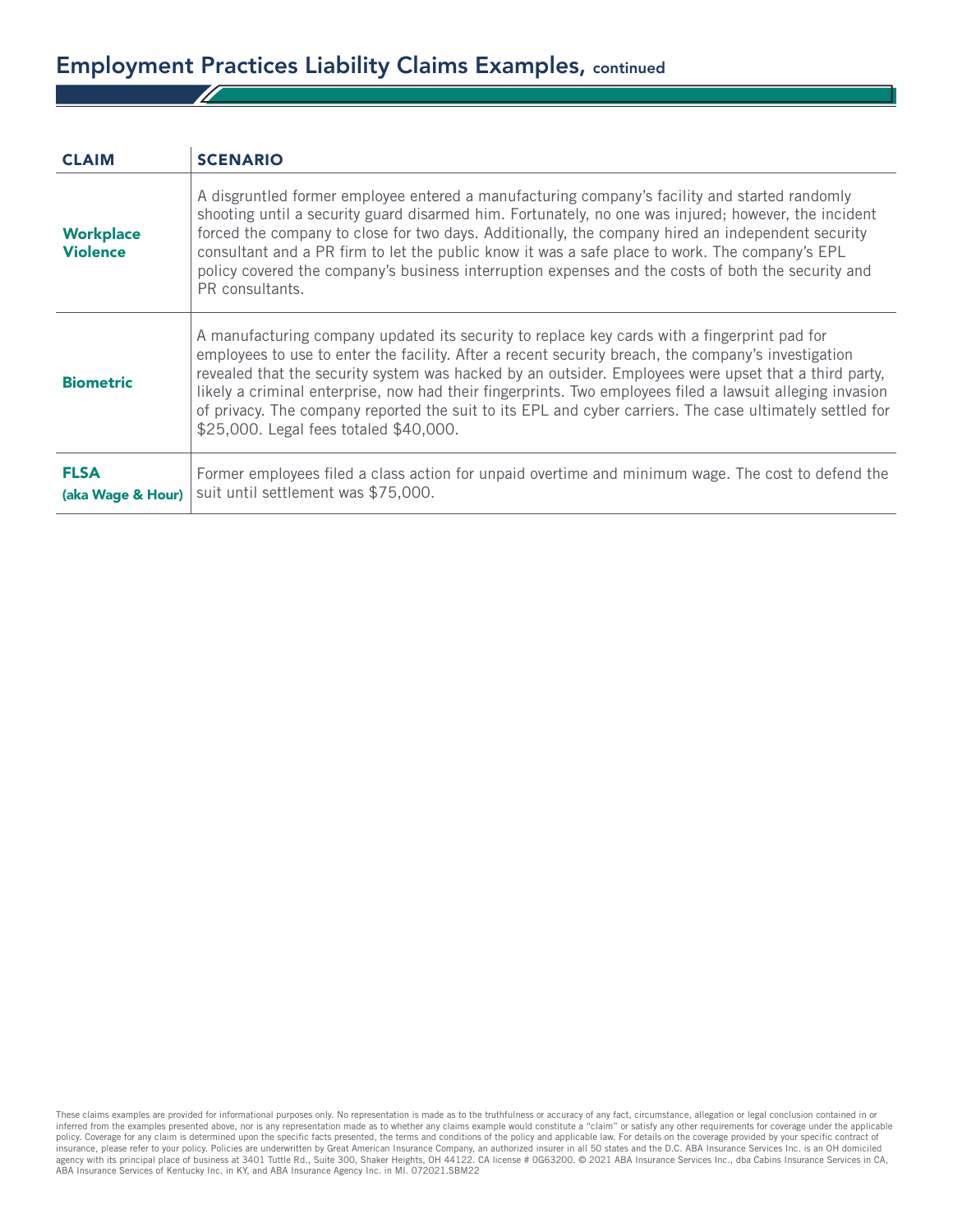## Employment Practices Liability Claims Examples, continued

| CLAIM | SCENARIO |
|---|---|
| **Workplace Violence** | A disgruntled former employee entered a manufacturing company's facility and started randomly shooting until a security guard disarmed him. Fortunately, no one was injured; however, the incident forced the company to close for two days. Additionally, the company hired an independent security consultant and a PR firm to let the public know it was a safe place to work. The company's EPL policy covered the company's business interruption expenses and the costs of both the security and PR consultants. |
| **Biometric** | A manufacturing company updated its security to replace key cards with a fingerprint pad for employees to use to enter the facility. After a recent security breach, the company's investigation revealed that the security system was hacked by an outsider. Employees were upset that a third party, likely a criminal enterprise, now had their fingerprints. Two employees filed a lawsuit alleging invasion of privacy. The company reported the suit to its EPL and cyber carriers. The case ultimately settled for $25,000. Legal fees totaled $40,000. |
| **FLSA (aka Wage & Hour)** | Former employees filed a class action for unpaid overtime and minimum wage. The cost to defend the suit until settlement was $75,000. |

These claims examples are provided for informational purposes only. No representation is made as to the truthfulness or accuracy of any fact, circumstance, allegation or legal conclusion contained in or inferred from the examples presented above, nor is any representation made as to whether any claims example would constitute a "claim" or satisfy any other requirements for coverage under the applicable policy. Coverage for any claim is determined upon the specific facts presented, the terms and conditions of the policy and applicable law. For details on the coverage provided by your specific contract of insurance, please refer to your policy. Policies are underwritten by Great American Insurance Company, an authorized insurer in all 50 states and the D.C. ABA Insurance Services Inc. is an OH domiciled agency with its principal place of business at 3401 Tuttle Rd., Suite 300, Shaker Heights, OH 44122. CA license # 0G63200. © 2021 ABA Insurance Services Inc., dba Cabins Insurance Services in CA, ABA Insurance Services of Kentucky Inc. in KY, and ABA Insurance Agency Inc. in MI. 072021.SBM22